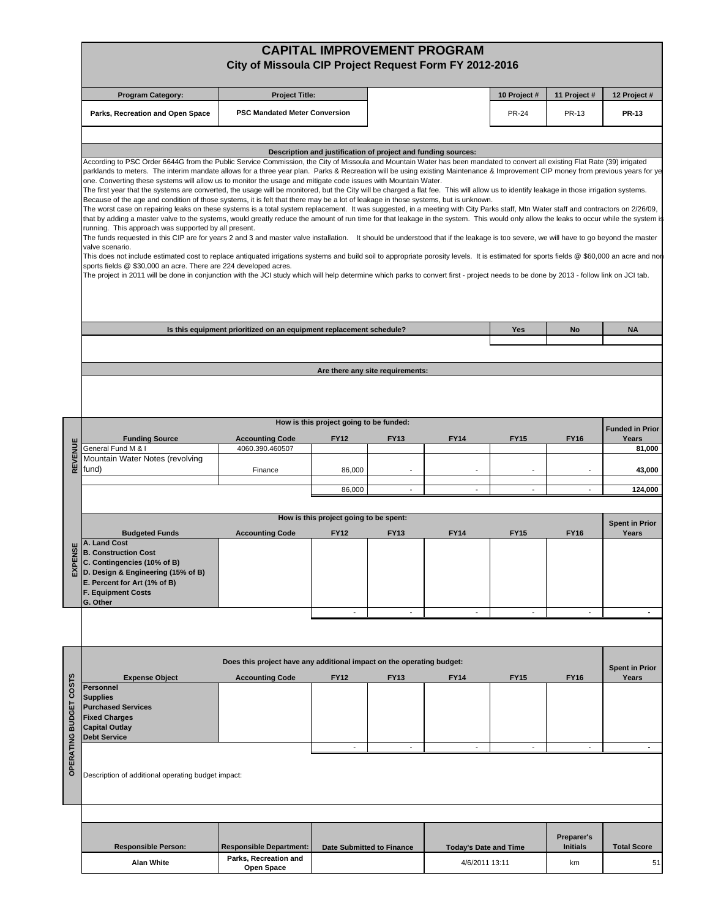# CAPITAL IMPROVEMENT PROGRAM

## City of Missoula CIP Project Request Form FY 2012-2016

| Program Category: | Project Title: | | 10 Project # | 11 Project # | 12 Project # |
|---|---|---|---|---|---|
| Parks, Recreation and Open Space | PSC Mandated Meter Conversion | | PR-24 | PR-13 | **PR-13** |

### Description and justification of project and funding sources:

According to PSC Order 6644G from the Public Service Commission, the City of Missoula and Mountain Water has been mandated to convert all existing Flat Rate (39) irrigated parklands to meters. The interim mandate allows for a three year plan. Parks & Recreation will be using existing Maintenance & Improvement CIP money from previous years for ye one. Converting these systems will allow us to monitor the usage and mitigate code issues with Mountain Water.

The first year that the systems are converted, the usage will be monitored, but the City will be charged a flat fee. This will allow us to identify leakage in those irrigation systems. Because of the age and condition of those systems, it is felt that there may be a lot of leakage in those systems, but is unknown.

The worst case on repairing leaks on these systems is a total system replacement. It was suggested, in a meeting with City Parks staff, Mtn Water staff and contractors on 2/26/09, that by adding a master valve to the systems, would greatly reduce the amount of run time for that leakage in the system. This would only allow the leaks to occur while the system is running. This approach was supported by all present.

The funds requested in this CIP are for years 2 and 3 and master valve installation. It should be understood that if the leakage is too severe, we will have to go beyond the master valve scenario.

This does not include estimated cost to replace antiquated irrigations systems and build soil to appropriate porosity levels. It is estimated for sports fields @ $60,000 an acre and non sports fields @ $30,000 an acre. There are 224 developed acres.

The project in 2011 will be done in conjunction with the JCI study which will help determine which parks to convert first - project needs to be done by 2013 - follow link on JCI tab.

| Is this equipment prioritized on an equipment replacement schedule? | Yes | No | NA |
|---|---|---|---|
| | | | |

### Are there any site requirements:

## REVENUE

How is this project going to be funded:

| Funding Source | Accounting Code | FY12 | FY13 | FY14 | FY15 | FY16 | Funded in Prior Years |
|---|---|---|---|---|---|---|---|
| General Fund M & I | 4060.390.460507 | | | | | | 81,000 |
| Mountain Water Notes (revolving fund) | Finance | 86,000 | - | - | - | - | 43,000 |
| | | | | | | | |
| | | 86,000 | - | - | - | - | 124,000 |

## EXPENSE

How is this project going to be spent:

| Budgeted Funds | Accounting Code | FY12 | FY13 | FY14 | FY15 | FY16 | Spent in Prior Years |
|---|---|---|---|---|---|---|---|
| A. Land Cost | | | | | | | |
| B. Construction Cost | | | | | | | |
| C. Contingencies (10% of B) | | | | | | | |
| D. Design & Engineering (15% of B) | | | | | | | |
| E. Percent for Art (1% of B) | | | | | | | |
| F. Equipment Costs | | | | | | | |
| G. Other | | | | | | | |
| | | - | - | - | - | - | - |

## OPERATING BUDGET COSTS

Does this project have any additional impact on the operating budget:

| Expense Object | Accounting Code | FY12 | FY13 | FY14 | FY15 | FY16 | Spent in Prior Years |
|---|---|---|---|---|---|---|---|
| Personnel | | | | | | | |
| Supplies | | | | | | | |
| Purchased Services | | | | | | | |
| Fixed Charges | | | | | | | |
| Capital Outlay | | | | | | | |
| Debt Service | | | | | | | |
| | | - | - | - | - | - | - |

Description of additional operating budget impact:

| Responsible Person: | Responsible Department: | Date Submitted to Finance | Today's Date and Time | Preparer's Initials | Total Score |
|---|---|---|---|---|---|
| Alan White | Parks, Recreation and Open Space | | 4/6/2011 13:11 | km | 51 |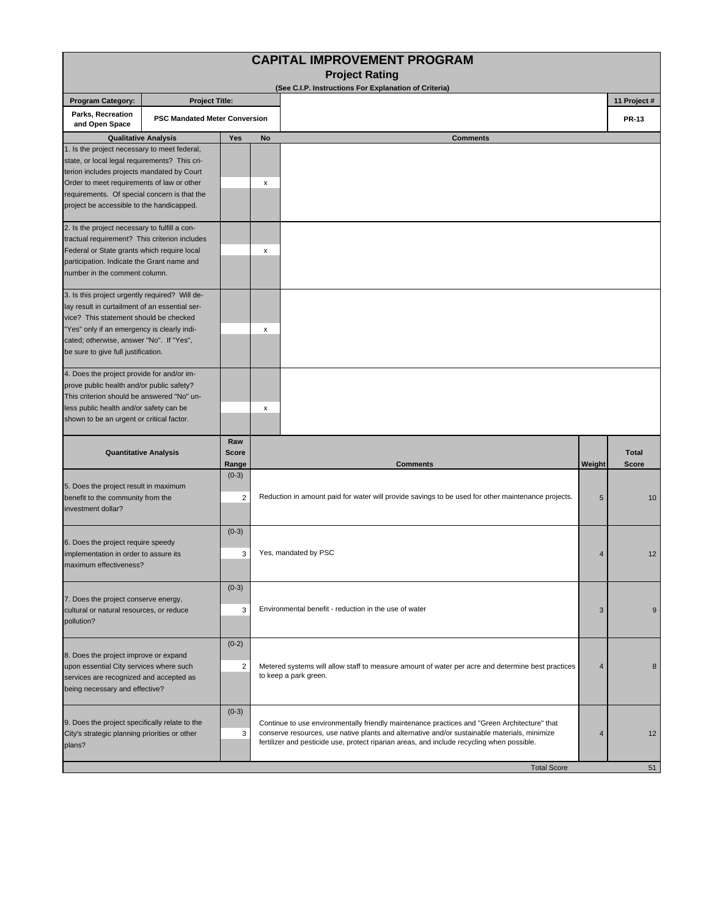# CAPITAL IMPROVEMENT PROGRAM

## Project Rating

(See C.I.P. Instructions For Explanation of Criteria)

| Program Category: | Project Title: | 11 Project # |
|---|---|---|
| Parks, Recreation and Open Space | PSC Mandated Meter Conversion | PR-13 |

| Qualitative Analysis | Yes | No | Comments |
|---|---|---|---|
| 1. Is the project necessary to meet federal, state, or local legal requirements? This criterion includes projects mandated by Court Order to meet requirements of law or other requirements. Of special concern is that the project be accessible to the handicapped. | | x | |
| 2. Is the project necessary to fulfill a contractual requirement? This criterion includes Federal or State grants which require local participation. Indicate the Grant name and number in the comment column. | | x | |
| 3. Is this project urgently required? Will delay result in curtailment of an essential service? This statement should be checked "Yes" only if an emergency is clearly indicated; otherwise, answer "No". If "Yes", be sure to give full justification. | | x | |
| 4. Does the project provide for and/or improve public health and/or public safety? This criterion should be answered "No" unless public health and/or safety can be shown to be an urgent or critical factor. | | x | |

| Quantitative Analysis | Raw Score Range | Raw Score | Comments | Weight | Total Score |
|---|---|---|---|---|---|
| 5. Does the project result in maximum benefit to the community from the investment dollar? | (0-3) | 2 | Reduction in amount paid for water will provide savings to be used for other maintenance projects. | 5 | 10 |
| 6. Does the project require speedy implementation in order to assure its maximum effectiveness? | (0-3) | 3 | Yes, mandated by PSC | 4 | 12 |
| 7. Does the project conserve energy, cultural or natural resources, or reduce pollution? | (0-3) | 3 | Environmental benefit - reduction in the use of water | 3 | 9 |
| 8. Does the project improve or expand upon essential City services where such services are recognized and accepted as being necessary and effective? | (0-2) | 2 | Metered systems will allow staff to measure amount of water per acre and determine best practices to keep a park green. | 4 | 8 |
| 9. Does the project specifically relate to the City's strategic planning priorities or other plans? | (0-3) | 3 | Continue to use environmentally friendly maintenance practices and "Green Architecture" that conserve resources, use native plants and alternative and/or sustainable materials, minimize fertilizer and pesticide use, protect riparian areas, and include recycling when possible. | 4 | 12 |
| | | | Total Score | | 51 |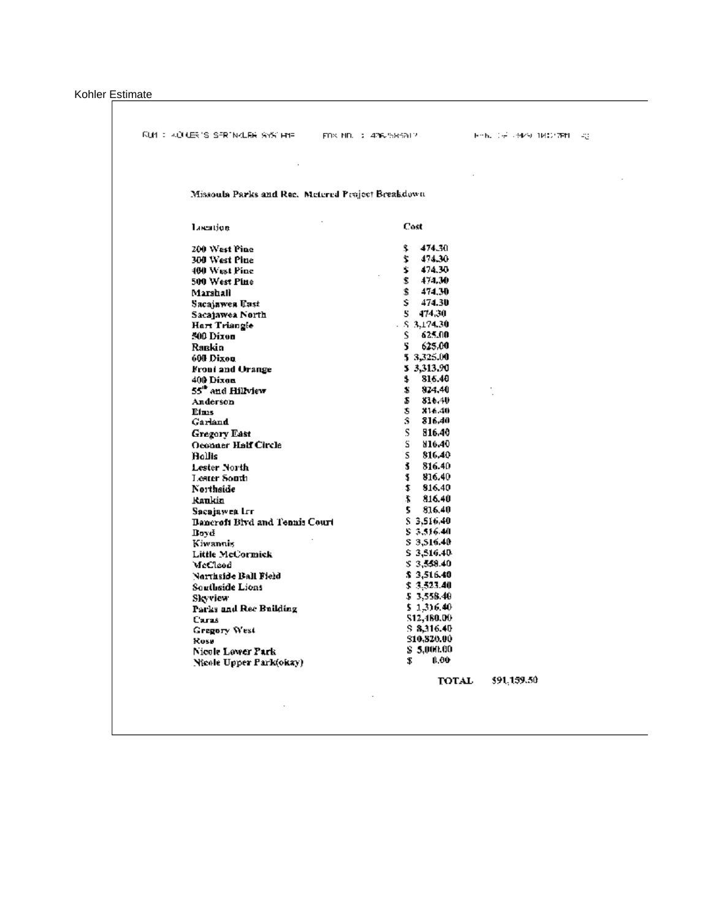Kohler Estimate

FROM : KOHLER'S SPRINKLER SYSTEMS FAX NO. : 4065585017 Feb. 04 2009 10:17AM P2

## Missoula Parks and Rec. Metered Project Breakdown

| Location | Cost |
|---|---|
| 200 West Pine | $ 474.30 |
| 300 West Pine | $ 474.30 |
| 400 West Pine | $ 474.30 |
| 500 West Pine | $ 474.30 |
| Marshall | $ 474.30 |
| Sacajawea East | $ 474.30 |
| Sacajawea North | $ 474.30 |
| Hart Triangle | $ 3,174.30 |
| 500 Dixon | $ 625.00 |
| Rankin | $ 625.00 |
| 600 Dixon | $ 3,325.00 |
| Front and Orange | $ 3,313.90 |
| 400 Dixon | $ 816.40 |
| 55th and Hillview | $ 824.40 |
| Anderson | $ 816.40 |
| Elms | $ 816.40 |
| Garland | $ 816.40 |
| Gregory East | $ 816.40 |
| Oconner Half Circle | $ 816.40 |
| Hollis | $ 816.40 |
| Lester North | $ 816.40 |
| Lester South | $ 816.40 |
| Northside | $ 816.40 |
| Rankin | $ 816.40 |
| Sacajawea Irr | $ 816.40 |
| Bancroft Blvd and Tennis Court | $ 3,516.40 |
| Boyd | $ 3,516.40 |
| Kiwannis | $ 3,516.40 |
| Little McCormick | $ 3,516.40 |
| McCleod | $ 3,558.40 |
| Northside Ball Field | $ 3,516.40 |
| Southside Lions | $ 3,523.40 |
| Skyview | $ 3,558.40 |
| Parks and Rec Building | $ 1,316.40 |
| Caras | $12,480.00 |
| Gregory West | $ 8,316.40 |
| Rose | $10,820.00 |
| Nicole Lower Park | $ 5,000.00 |
| Nicole Upper Park(okay) | $ 0.00 |
| **TOTAL** | $91,159.50 |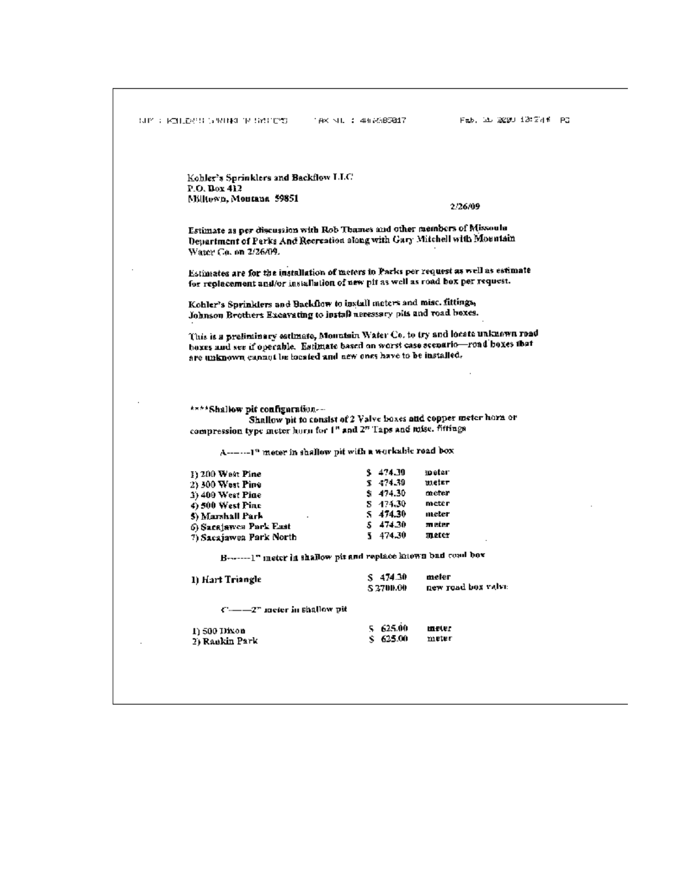Kohler's Sprinklers and Backflow LLC
P.O. Box 412
Milltown, Montana 59851

2/26/09

Estimate as per discussion with Rob Thames and other members of Missoula Department of Parks And Recreation along with Gary Mitchell with Mountain Water Co. on 2/26/09.

Estimates are for the installation of meters in Parks per request as well as estimate for replacement and/or installation of new pit as well as road box per request.

Kohler's Sprinklers and Backflow to install meters and misc. fittings, Johnson Brothers Excavating to install necessary pits and road boxes.

This is a preliminary estimate, Mountain Water Co. to try and locate unknown road boxes and see if operable. Estimate based on worst case scenario—road boxes that are unknown cannot be located and new ones have to be installed.

****Shallow pit configuration---
Shallow pit to consist of 2 Valve boxes and copper meter horn or compression type meter horn for 1" and 2" Taps and misc. fittings

A-------1" meter in shallow pit with a workable road box

| | | |
|---|---|---|
| 1) 200 West Pine | $ 474.30 | meter |
| 2) 300 West Pine | $ 474.30 | meter |
| 3) 400 West Pine | $ 474.30 | meter |
| 4) 500 West Pine | $ 474.30 | meter |
| 5) Marshall Park | $ 474.30 | meter |
| 6) Sacajawea Park East | $ 474.30 | meter |
| 7) Sacajawea Park North | $ 474.30 | meter |

B-------1" meter in shallow pit and replace known bad road box

| | | |
|---|---|---|
| 1) Hart Triangle | $ 474.30 | meter |
| | $ 3700.00 | new road box valve |

C-------2" meter in shallow pit

| | | |
|---|---|---|
| 1) 500 Dixon | $ 625.00 | meter |
| 2) Rankin Park | $ 625.00 | meter |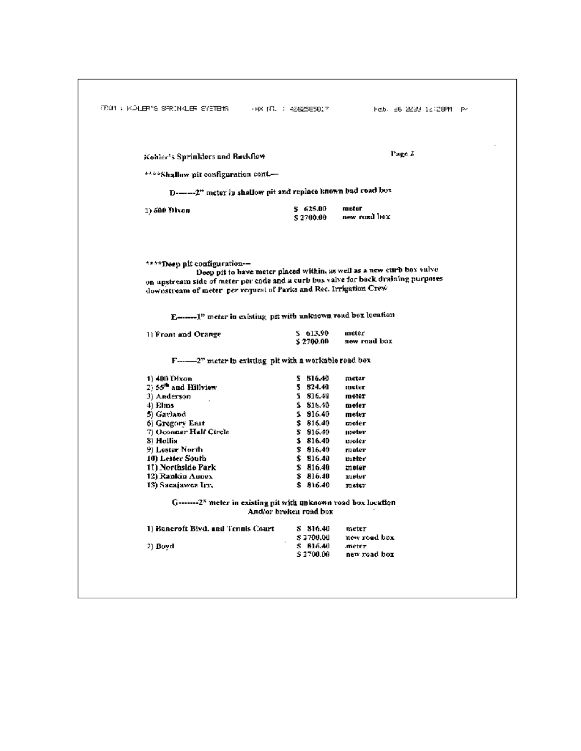Kohler's Sprinklers and Backflow

Page 2

****Shallow pit configuration cont.—

D———2" meter in shallow pit and replace known bad road box

| | | |
|---|---|---|
| 1) 600 Dixon | $ 625.00 | meter |
| | $ 2700.00 | new road box |

****Deep pit configuration—

Deep pit to have meter placed within, as well as a new curb box valve on upstream side of meter per code and a curb box valve for back draining purposes downstream of meter per request of Parks and Rec. Irrigation Crew

E———1" meter in existing pit with unknown road box location

| | | |
|---|---|---|
| 1) Front and Orange | $ 613.90 | meter |
| | $ 2700.00 | new road box |

F———2" meter in existing pit with a workable road box

| | | |
|---|---|---|
| 1) 400 Dixon | $ 816.40 | meter |
| 2) 55th and Hillview | $ 824.40 | meter |
| 3) Anderson | $ 816.40 | meter |
| 4) Elms | $ 816.40 | meter |
| 5) Garland | $ 816.40 | meter |
| 6) Gregory East | $ 816.40 | meter |
| 7) Oconner Half Circle | $ 816.40 | meter |
| 8) Hollis | $ 816.40 | meter |
| 9) Lester North | $ 816.40 | meter |
| 10) Lester South | $ 816.40 | meter |
| 11) Northside Park | $ 816.40 | meter |
| 12) Rankin Annex | $ 816.40 | meter |
| 13) Sacajawea Irr. | $ 816.40 | meter |

G———2" meter in existing pit with unknown road box location And/or broken road box

| | | |
|---|---|---|
| 1) Bancroft Blvd. and Tennis Court | $ 816.40 | meter |
| | $ 2700.00 | new road box |
| 2) Boyd | $ 816.40 | meter |
| | $ 2700.00 | new road box |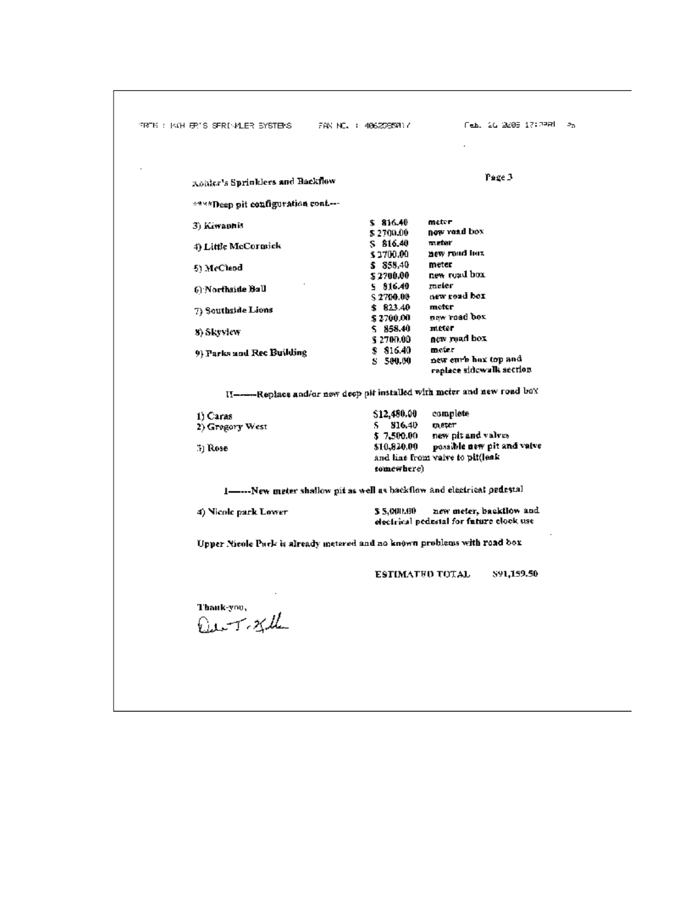Kohler's Sprinklers and Backflow

Page 3

****Deep pit configuration cont---

| | | |
|---|---|---|
| 3) Kiwanis | $ 816.40 | meter |
| | $ 2700.00 | new road box |
| 4) Little McCormick | $ 816.40 | meter |
| | $ 2700.00 | new road box |
| 5) McCleod | $ 858.40 | meter |
| | $ 2700.00 | new road box |
| 6) Northside Ball | $ 816.40 | meter |
| | $ 2700.00 | new road box |
| 7) Southside Lions | $ 823.40 | meter |
| | $ 2700.00 | new road box |
| 8) Skyview | $ 858.40 | meter |
| | $ 2700.00 | new road box |
| 9) Parks and Rec Building | $ 816.40 | meter |
| | $ 500.00 | new curb box top and replace sidewalk section |

II------Replace and/or new deep pit installed with meter and new road box

| | | |
|---|---|---|
| 1) Caras | $12,480.00 | complete |
| 2) Gregory West | $ 816.40 | meter |
| | $ 7,500.00 | new pit and valves |
| 3) Rose | $10,820.00 | possible new pit and valve and line from valve to pit(leak somewhere) |

I------New meter shallow pit as well as backflow and electrical pedestal

| | | |
|---|---|---|
| 4) Nicole park Lower | $ 5,000.00 | new meter, backflow and electrical pedestal for future clock use |

Upper Nicole Park is already metered and no known problems with road box

**ESTIMATED TOTAL $91,159.50**

Thank-you,